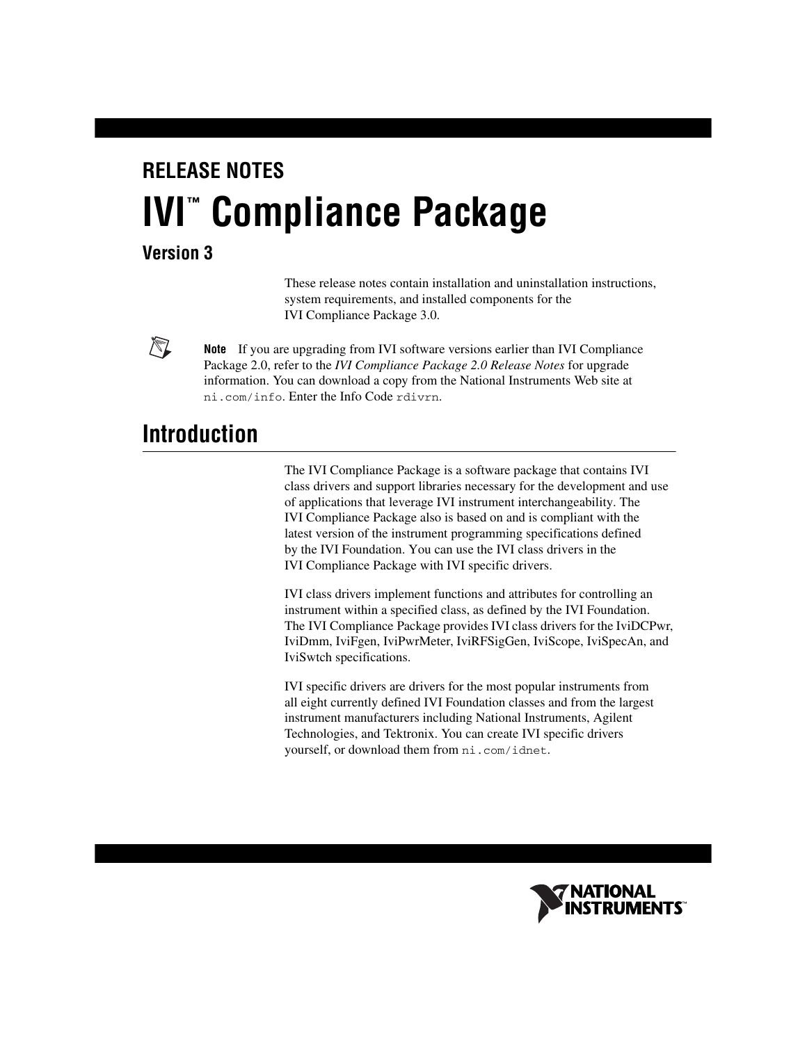RELEASE NOTES

# IVI™ Compliance Package

## Version 3

These release notes contain installation and uninstallation instructions, system requirements, and installed components for the IVI Compliance Package 3.0.

**Note** If you are upgrading from IVI software versions earlier than IVI Compliance Package 2.0, refer to the *IVI Compliance Package 2.0 Release Notes* for upgrade information. You can download a copy from the National Instruments Web site at `ni.com/info`. Enter the Info Code `rdivrn`.

## Introduction

The IVI Compliance Package is a software package that contains IVI class drivers and support libraries necessary for the development and use of applications that leverage IVI instrument interchangeability. The IVI Compliance Package also is based on and is compliant with the latest version of the instrument programming specifications defined by the IVI Foundation. You can use the IVI class drivers in the IVI Compliance Package with IVI specific drivers.

IVI class drivers implement functions and attributes for controlling an instrument within a specified class, as defined by the IVI Foundation. The IVI Compliance Package provides IVI class drivers for the IviDCPwr, IviDmm, IviFgen, IviPwrMeter, IviRFSigGen, IviScope, IviSpecAn, and IviSwtch specifications.

IVI specific drivers are drivers for the most popular instruments from all eight currently defined IVI Foundation classes and from the largest instrument manufacturers including National Instruments, Agilent Technologies, and Tektronix. You can create IVI specific drivers yourself, or download them from `ni.com/idnet`.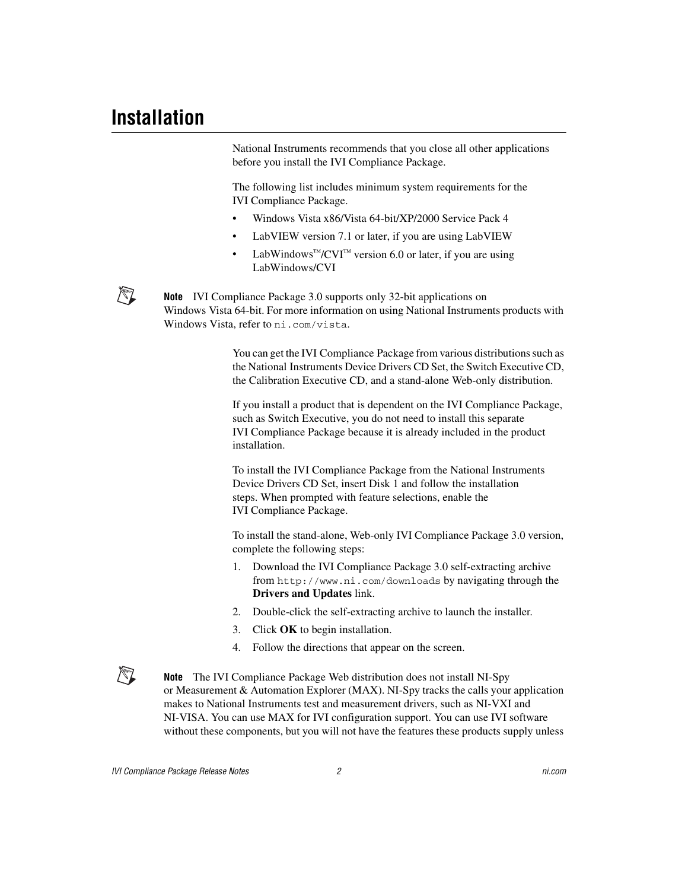# Installation

National Instruments recommends that you close all other applications before you install the IVI Compliance Package.

The following list includes minimum system requirements for the IVI Compliance Package.

- Windows Vista x86/Vista 64-bit/XP/2000 Service Pack 4
- LabVIEW version 7.1 or later, if you are using LabVIEW
- LabWindows™/CVI™ version 6.0 or later, if you are using LabWindows/CVI

**Note** IVI Compliance Package 3.0 supports only 32-bit applications on Windows Vista 64-bit. For more information on using National Instruments products with Windows Vista, refer to `ni.com/vista`.

You can get the IVI Compliance Package from various distributions such as the National Instruments Device Drivers CD Set, the Switch Executive CD, the Calibration Executive CD, and a stand-alone Web-only distribution.

If you install a product that is dependent on the IVI Compliance Package, such as Switch Executive, you do not need to install this separate IVI Compliance Package because it is already included in the product installation.

To install the IVI Compliance Package from the National Instruments Device Drivers CD Set, insert Disk 1 and follow the installation steps. When prompted with feature selections, enable the IVI Compliance Package.

To install the stand-alone, Web-only IVI Compliance Package 3.0 version, complete the following steps:

1. Download the IVI Compliance Package 3.0 self-extracting archive from `http://www.ni.com/downloads` by navigating through the **Drivers and Updates** link.
2. Double-click the self-extracting archive to launch the installer.
3. Click **OK** to begin installation.
4. Follow the directions that appear on the screen.

**Note** The IVI Compliance Package Web distribution does not install NI-Spy or Measurement & Automation Explorer (MAX). NI-Spy tracks the calls your application makes to National Instruments test and measurement drivers, such as NI-VXI and NI-VISA. You can use MAX for IVI configuration support. You can use IVI software without these components, but you will not have the features these products supply unless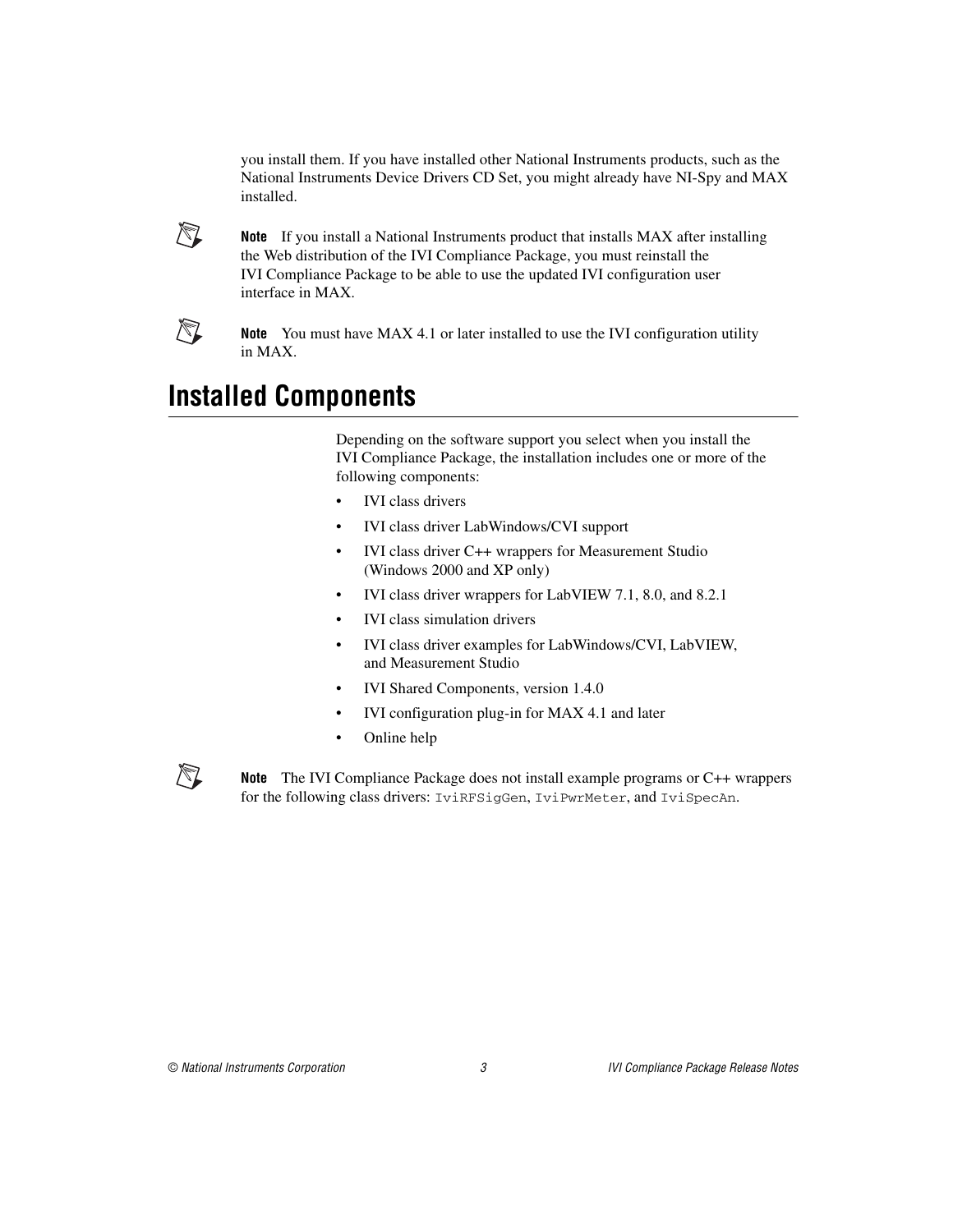you install them. If you have installed other National Instruments products, such as the National Instruments Device Drivers CD Set, you might already have NI-Spy and MAX installed.

**Note** If you install a National Instruments product that installs MAX after installing the Web distribution of the IVI Compliance Package, you must reinstall the IVI Compliance Package to be able to use the updated IVI configuration user interface in MAX.

**Note** You must have MAX 4.1 or later installed to use the IVI configuration utility in MAX.

## Installed Components

Depending on the software support you select when you install the IVI Compliance Package, the installation includes one or more of the following components:

- IVI class drivers
- IVI class driver LabWindows/CVI support
- IVI class driver C++ wrappers for Measurement Studio (Windows 2000 and XP only)
- IVI class driver wrappers for LabVIEW 7.1, 8.0, and 8.2.1
- IVI class simulation drivers
- IVI class driver examples for LabWindows/CVI, LabVIEW, and Measurement Studio
- IVI Shared Components, version 1.4.0
- IVI configuration plug-in for MAX 4.1 and later
- Online help

**Note** The IVI Compliance Package does not install example programs or C++ wrappers for the following class drivers: `IviRFSigGen`, `IviPwrMeter`, and `IviSpecAn`.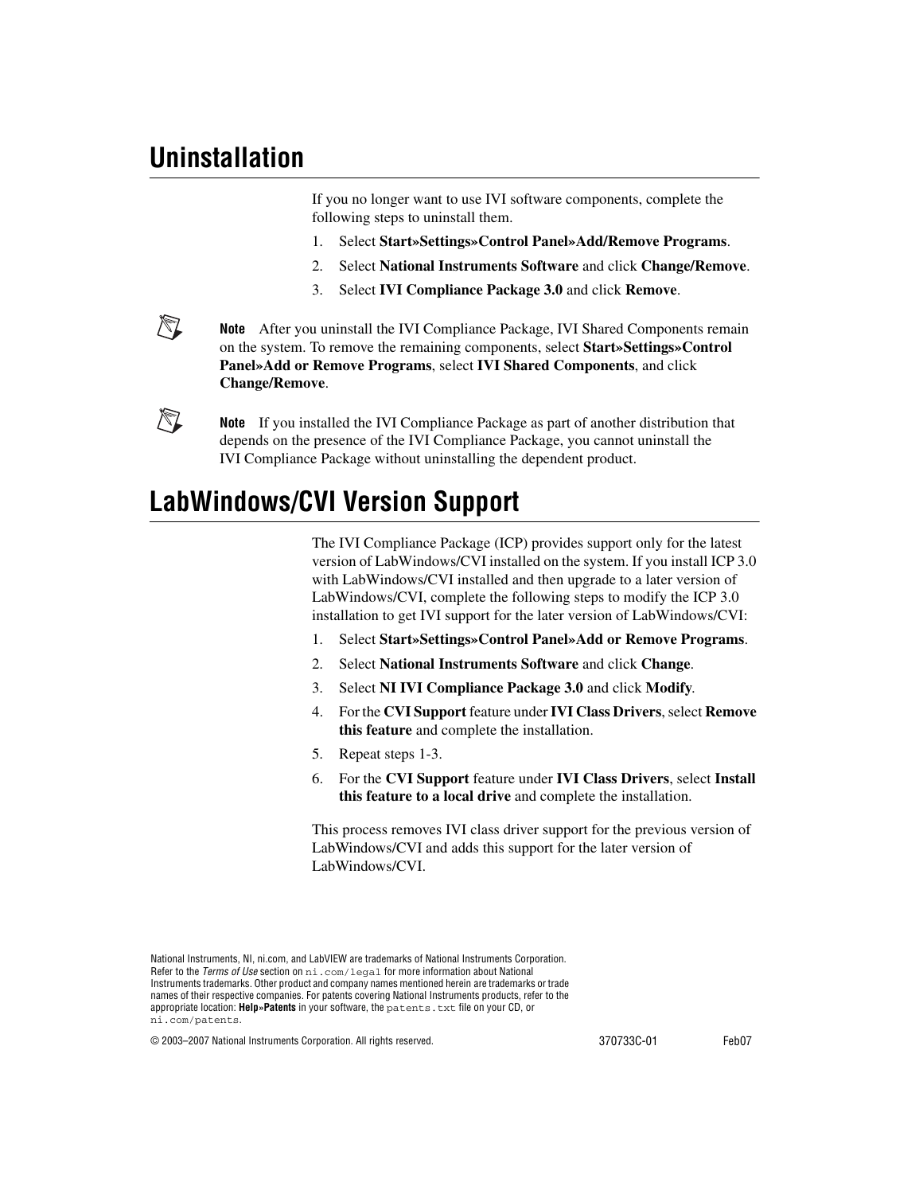## Uninstallation

If you no longer want to use IVI software components, complete the following steps to uninstall them.

1. Select **Start»Settings»Control Panel»Add/Remove Programs**.
2. Select **National Instruments Software** and click **Change/Remove**.
3. Select **IVI Compliance Package 3.0** and click **Remove**.

**Note** After you uninstall the IVI Compliance Package, IVI Shared Components remain on the system. To remove the remaining components, select **Start»Settings»Control Panel»Add or Remove Programs**, select **IVI Shared Components**, and click **Change/Remove**.

**Note** If you installed the IVI Compliance Package as part of another distribution that depends on the presence of the IVI Compliance Package, you cannot uninstall the IVI Compliance Package without uninstalling the dependent product.

## LabWindows/CVI Version Support

The IVI Compliance Package (ICP) provides support only for the latest version of LabWindows/CVI installed on the system. If you install ICP 3.0 with LabWindows/CVI installed and then upgrade to a later version of LabWindows/CVI, complete the following steps to modify the ICP 3.0 installation to get IVI support for the later version of LabWindows/CVI:

1. Select **Start»Settings»Control Panel»Add or Remove Programs**.
2. Select **National Instruments Software** and click **Change**.
3. Select **NI IVI Compliance Package 3.0** and click **Modify**.
4. For the **CVI Support** feature under **IVI Class Drivers**, select **Remove this feature** and complete the installation.
5. Repeat steps 1-3.
6. For the **CVI Support** feature under **IVI Class Drivers**, select **Install this feature to a local drive** and complete the installation.

This process removes IVI class driver support for the previous version of LabWindows/CVI and adds this support for the later version of LabWindows/CVI.

National Instruments, NI, ni.com, and LabVIEW are trademarks of National Instruments Corporation. Refer to the *Terms of Use* section on `ni.com/legal` for more information about National Instruments trademarks. Other product and company names mentioned herein are trademarks or trade names of their respective companies. For patents covering National Instruments products, refer to the appropriate location: **Help»Patents** in your software, the `patents.txt` file on your CD, or `ni.com/patents`.

© 2003–2007 National Instruments Corporation. All rights reserved. 370733C-01 Feb07